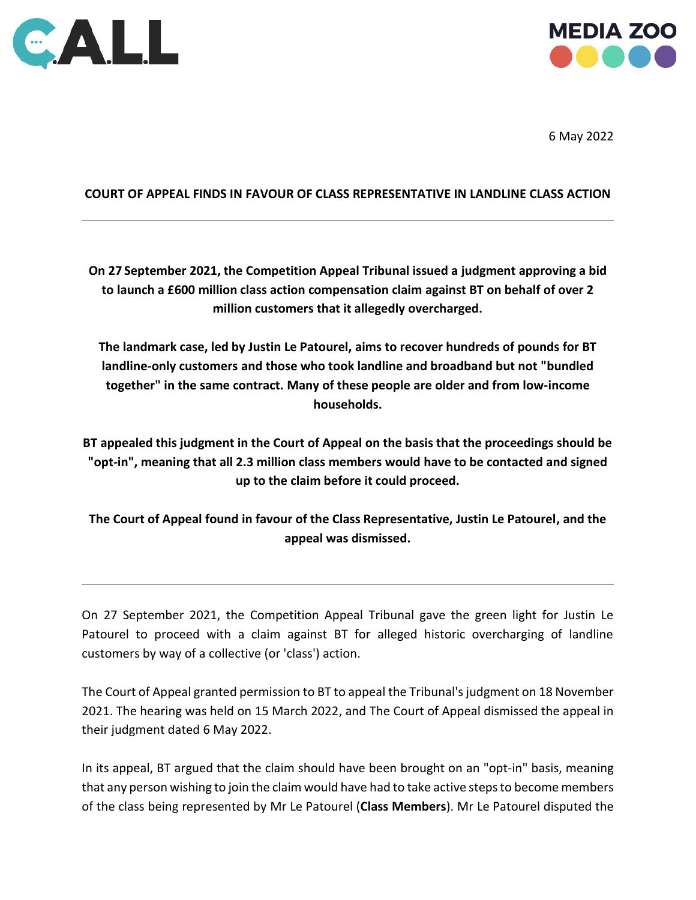6 May 2022

# COURT OF APPEAL FINDS IN FAVOUR OF CLASS REPRESENTATIVE IN LANDLINE CLASS ACTION

---

**On 27 September 2021, the Competition Appeal Tribunal issued a judgment approving a bid to launch a £600 million class action compensation claim against BT on behalf of over 2 million customers that it allegedly overcharged.**

**The landmark case, led by Justin Le Patourel, aims to recover hundreds of pounds for BT landline-only customers and those who took landline and broadband but not "bundled together" in the same contract. Many of these people are older and from low-income households.**

**BT appealed this judgment in the Court of Appeal on the basis that the proceedings should be "opt-in", meaning that all 2.3 million class members would have to be contacted and signed up to the claim before it could proceed.**

**The Court of Appeal found in favour of the Class Representative, Justin Le Patourel, and the appeal was dismissed.**

---

On 27 September 2021, the Competition Appeal Tribunal gave the green light for Justin Le Patourel to proceed with a claim against BT for alleged historic overcharging of landline customers by way of a collective (or 'class') action.

The Court of Appeal granted permission to BT to appeal the Tribunal's judgment on 18 November 2021. The hearing was held on 15 March 2022, and The Court of Appeal dismissed the appeal in their judgment dated 6 May 2022.

In its appeal, BT argued that the claim should have been brought on an "opt-in" basis, meaning that any person wishing to join the claim would have had to take active steps to become members of the class being represented by Mr Le Patourel (**Class Members**). Mr Le Patourel disputed the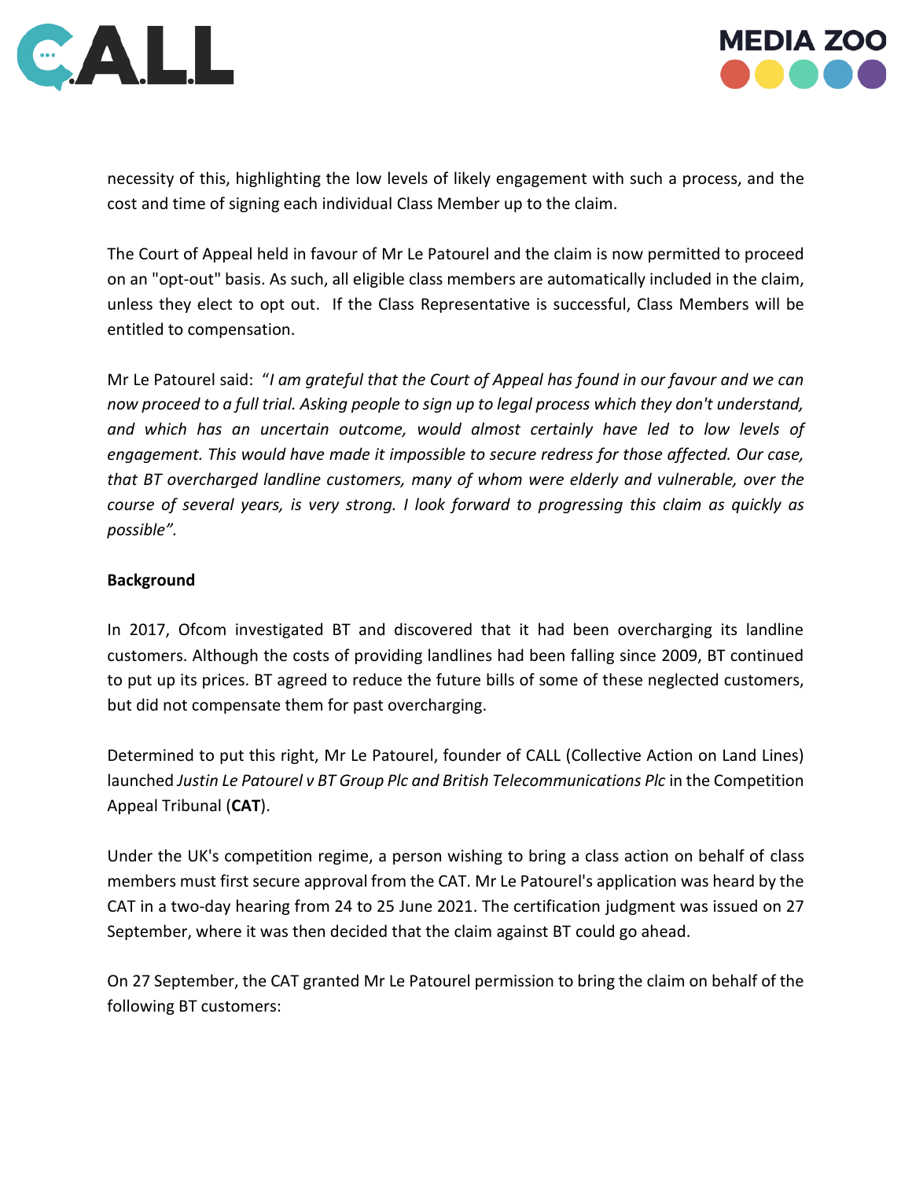necessity of this, highlighting the low levels of likely engagement with such a process, and the cost and time of signing each individual Class Member up to the claim.

The Court of Appeal held in favour of Mr Le Patourel and the claim is now permitted to proceed on an "opt-out" basis. As such, all eligible class members are automatically included in the claim, unless they elect to opt out. If the Class Representative is successful, Class Members will be entitled to compensation.

Mr Le Patourel said: "*I am grateful that the Court of Appeal has found in our favour and we can now proceed to a full trial. Asking people to sign up to legal process which they don't understand, and which has an uncertain outcome, would almost certainly have led to low levels of engagement. This would have made it impossible to secure redress for those affected. Our case, that BT overcharged landline customers, many of whom were elderly and vulnerable, over the course of several years, is very strong. I look forward to progressing this claim as quickly as possible".*

**Background**

In 2017, Ofcom investigated BT and discovered that it had been overcharging its landline customers. Although the costs of providing landlines had been falling since 2009, BT continued to put up its prices. BT agreed to reduce the future bills of some of these neglected customers, but did not compensate them for past overcharging.

Determined to put this right, Mr Le Patourel, founder of CALL (Collective Action on Land Lines) launched *Justin Le Patourel v BT Group Plc and British Telecommunications Plc* in the Competition Appeal Tribunal (**CAT**).

Under the UK's competition regime, a person wishing to bring a class action on behalf of class members must first secure approval from the CAT. Mr Le Patourel's application was heard by the CAT in a two-day hearing from 24 to 25 June 2021. The certification judgment was issued on 27 September, where it was then decided that the claim against BT could go ahead.

On 27 September, the CAT granted Mr Le Patourel permission to bring the claim on behalf of the following BT customers: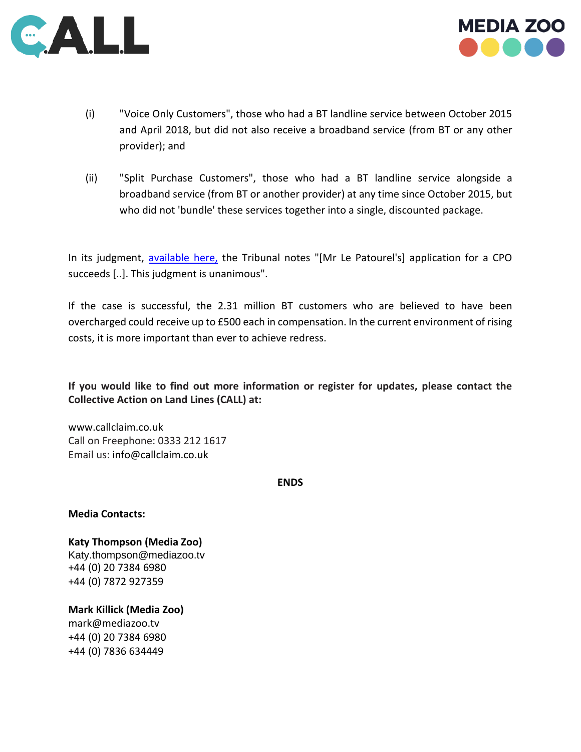(i) "Voice Only Customers", those who had a BT landline service between October 2015 and April 2018, but did not also receive a broadband service (from BT or any other provider); and

(ii) "Split Purchase Customers", those who had a BT landline service alongside a broadband service (from BT or another provider) at any time since October 2015, but who did not 'bundle' these services together into a single, discounted package.

In its judgment, available here, the Tribunal notes "[Mr Le Patourel's] application for a CPO succeeds [..]. This judgment is unanimous".

If the case is successful, the 2.31 million BT customers who are believed to have been overcharged could receive up to £500 each in compensation. In the current environment of rising costs, it is more important than ever to achieve redress.

**If you would like to find out more information or register for updates, please contact the Collective Action on Land Lines (CALL) at:**

www.callclaim.co.uk
Call on Freephone: 0333 212 1617
Email us: info@callclaim.co.uk

**ENDS**

**Media Contacts:**

**Katy Thompson (Media Zoo)**
Katy.thompson@mediazoo.tv
+44 (0) 20 7384 6980
+44 (0) 7872 927359

**Mark Killick (Media Zoo)**
mark@mediazoo.tv
+44 (0) 20 7384 6980
+44 (0) 7836 634449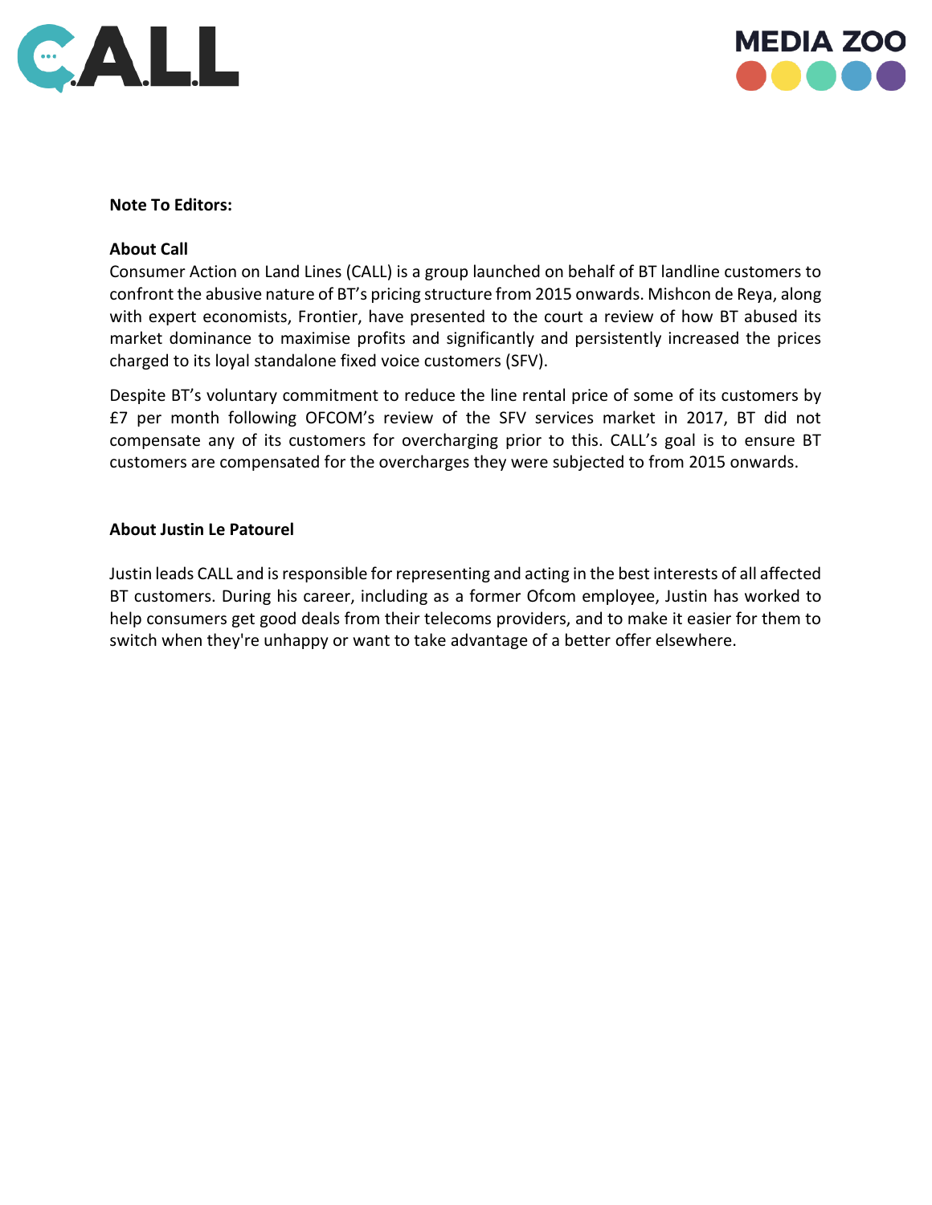**Note To Editors:**

**About Call**

Consumer Action on Land Lines (CALL) is a group launched on behalf of BT landline customers to confront the abusive nature of BT's pricing structure from 2015 onwards. Mishcon de Reya, along with expert economists, Frontier, have presented to the court a review of how BT abused its market dominance to maximise profits and significantly and persistently increased the prices charged to its loyal standalone fixed voice customers (SFV).

Despite BT's voluntary commitment to reduce the line rental price of some of its customers by £7 per month following OFCOM's review of the SFV services market in 2017, BT did not compensate any of its customers for overcharging prior to this. CALL's goal is to ensure BT customers are compensated for the overcharges they were subjected to from 2015 onwards.

**About Justin Le Patourel**

Justin leads CALL and is responsible for representing and acting in the best interests of all affected BT customers. During his career, including as a former Ofcom employee, Justin has worked to help consumers get good deals from their telecoms providers, and to make it easier for them to switch when they're unhappy or want to take advantage of a better offer elsewhere.